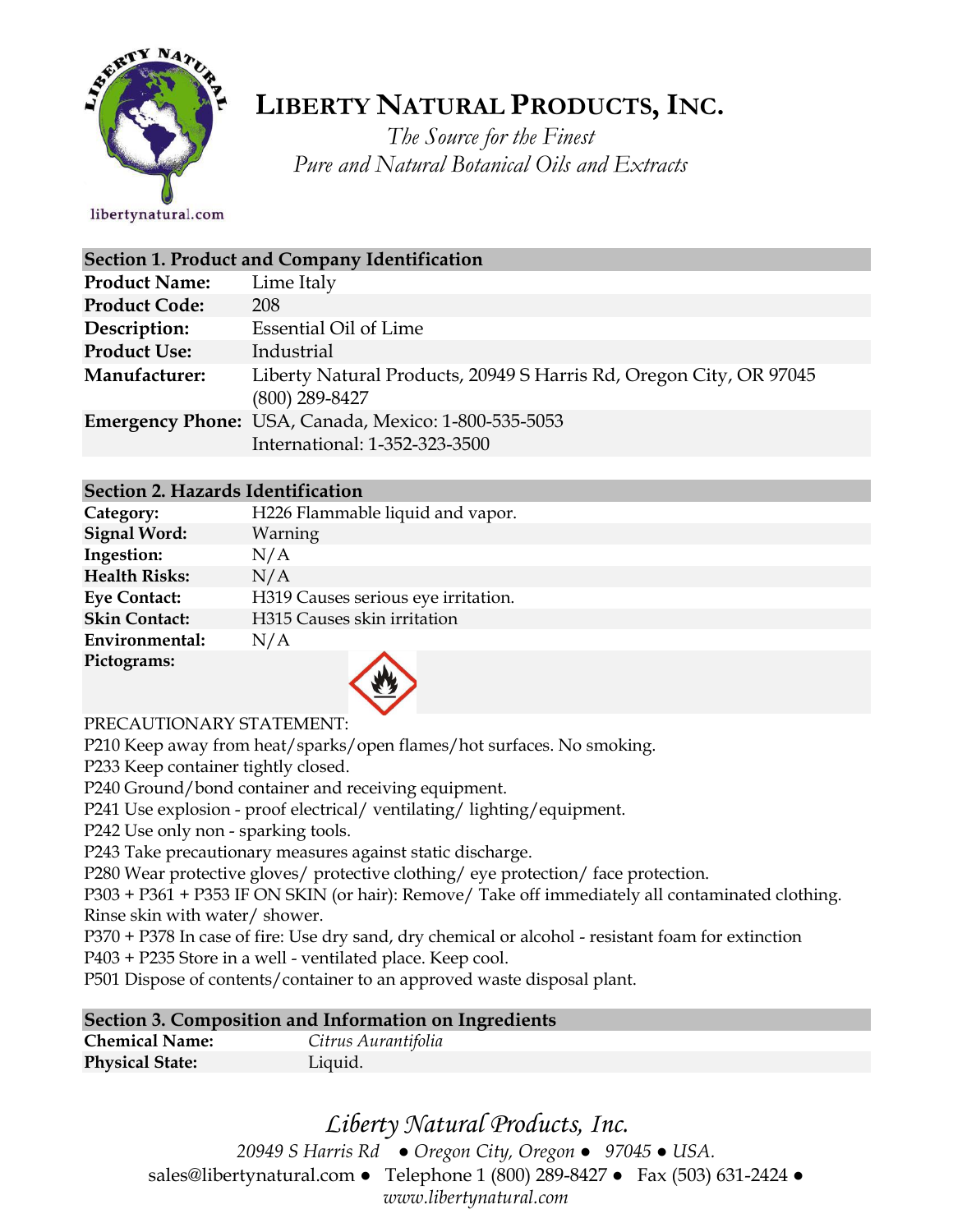# LIBERTY NATURAL PRODUCTS, INC.

*The Source for the Finest*
*Pure and Natural Botanical Oils and Extracts*

libertynatural.com

## Section 1. Product and Company Identification

| | |
|---|---|
| **Product Name:** | Lime Italy |
| **Product Code:** | 208 |
| **Description:** | Essential Oil of Lime |
| **Product Use:** | Industrial |
| **Manufacturer:** | Liberty Natural Products, 20949 S Harris Rd, Oregon City, OR 97045 (800) 289-8427 |
| **Emergency Phone:** | USA, Canada, Mexico: 1-800-535-5053<br>International: 1-352-323-3500 |

## Section 2. Hazards Identification

| | |
|---|---|
| **Category:** | H226 Flammable liquid and vapor. |
| **Signal Word:** | Warning |
| **Ingestion:** | N/A |
| **Health Risks:** | N/A |
| **Eye Contact:** | H319 Causes serious eye irritation. |
| **Skin Contact:** | H315 Causes skin irritation |
| **Environmental:** | N/A |
| **Pictograms:** | |

PRECAUTIONARY STATEMENT:

P210 Keep away from heat/sparks/open flames/hot surfaces. No smoking.

P233 Keep container tightly closed.

P240 Ground/bond container and receiving equipment.

P241 Use explosion - proof electrical/ ventilating/ lighting/equipment.

P242 Use only non - sparking tools.

P243 Take precautionary measures against static discharge.

P280 Wear protective gloves/ protective clothing/ eye protection/ face protection.

P303 + P361 + P353 IF ON SKIN (or hair): Remove/ Take off immediately all contaminated clothing. Rinse skin with water/ shower.

P370 + P378 In case of fire: Use dry sand, dry chemical or alcohol - resistant foam for extinction

P403 + P235 Store in a well - ventilated place. Keep cool.

P501 Dispose of contents/container to an approved waste disposal plant.

## Section 3. Composition and Information on Ingredients

| | |
|---|---|
| **Chemical Name:** | *Citrus Aurantifolia* |
| **Physical State:** | Liquid. |

*Liberty Natural Products, Inc.*

*20949 S Harris Rd ● Oregon City, Oregon ● 97045 ● USA.*

sales@libertynatural.com ● Telephone 1 (800) 289-8427 ● Fax (503) 631-2424 ●

*www.libertynatural.com*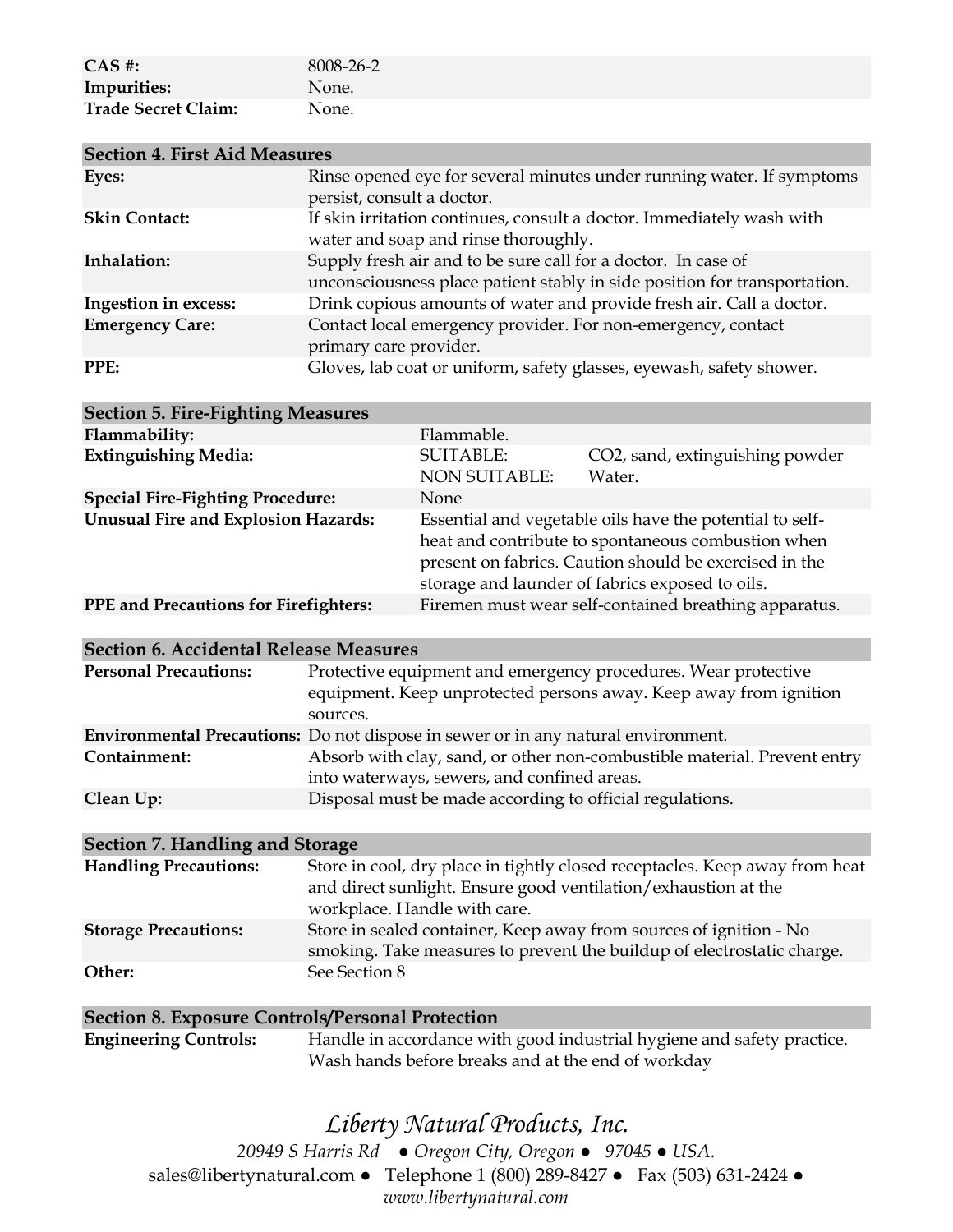| | |
|---|---|
| **CAS #:** | 8008-26-2 |
| **Impurities:** | None. |
| **Trade Secret Claim:** | None. |

| **Section 4. First Aid Measures** | |
|---|---|
| **Eyes:** | Rinse opened eye for several minutes under running water. If symptoms persist, consult a doctor. |
| **Skin Contact:** | If skin irritation continues, consult a doctor. Immediately wash with water and soap and rinse thoroughly. |
| **Inhalation:** | Supply fresh air and to be sure call for a doctor. In case of unconsciousness place patient stably in side position for transportation. |
| **Ingestion in excess:** | Drink copious amounts of water and provide fresh air. Call a doctor. |
| **Emergency Care:** | Contact local emergency provider. For non-emergency, contact primary care provider. |
| **PPE:** | Gloves, lab coat or uniform, safety glasses, eyewash, safety shower. |

| **Section 5. Fire-Fighting Measures** | | |
|---|---|---|
| **Flammability:** | Flammable. | |
| **Extinguishing Media:** | SUITABLE: | $CO_2$, sand, extinguishing powder |
| | NON SUITABLE: | Water. |
| **Special Fire-Fighting Procedure:** | None | |
| **Unusual Fire and Explosion Hazards:** | Essential and vegetable oils have the potential to self-heat and contribute to spontaneous combustion when present on fabrics. Caution should be exercised in the storage and launder of fabrics exposed to oils. | |
| **PPE and Precautions for Firefighters:** | Firemen must wear self-contained breathing apparatus. | |

| **Section 6. Accidental Release Measures** | |
|---|---|
| **Personal Precautions:** | Protective equipment and emergency procedures. Wear protective equipment. Keep unprotected persons away. Keep away from ignition sources. |
| **Environmental Precautions:** | Do not dispose in sewer or in any natural environment. |
| **Containment:** | Absorb with clay, sand, or other non-combustible material. Prevent entry into waterways, sewers, and confined areas. |
| **Clean Up:** | Disposal must be made according to official regulations. |

| **Section 7. Handling and Storage** | |
|---|---|
| **Handling Precautions:** | Store in cool, dry place in tightly closed receptacles. Keep away from heat and direct sunlight. Ensure good ventilation/exhaustion at the workplace. Handle with care. |
| **Storage Precautions:** | Store in sealed container, Keep away from sources of ignition - No smoking. Take measures to prevent the buildup of electrostatic charge. |
| **Other:** | See Section 8 |

| **Section 8. Exposure Controls/Personal Protection** | |
|---|---|
| **Engineering Controls:** | Handle in accordance with good industrial hygiene and safety practice. Wash hands before breaks and at the end of workday |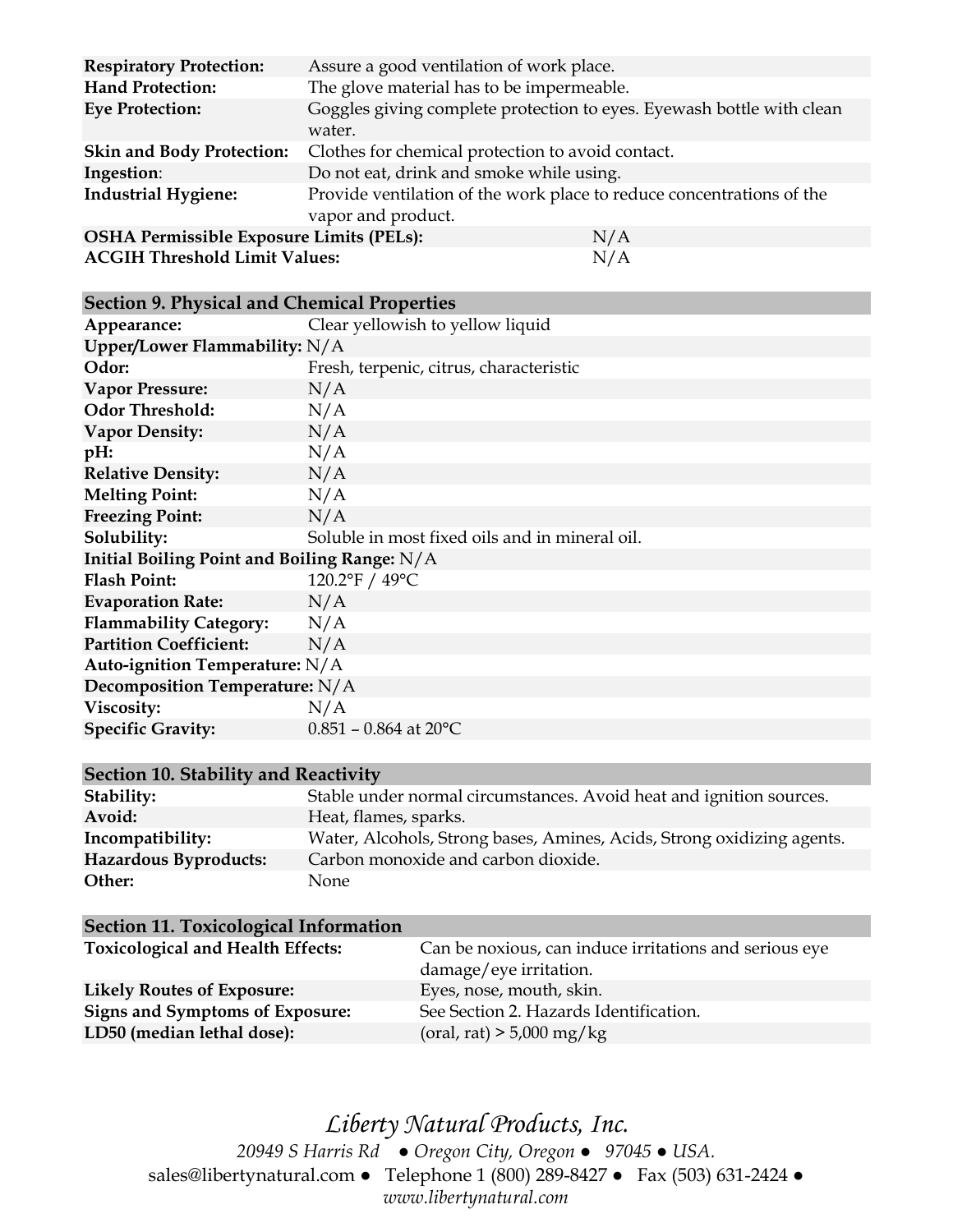| | |
|---|---|
| **Respiratory Protection:** | Assure a good ventilation of work place. |
| **Hand Protection:** | The glove material has to be impermeable. |
| **Eye Protection:** | Goggles giving complete protection to eyes. Eyewash bottle with clean water. |
| **Skin and Body Protection:** | Clothes for chemical protection to avoid contact. |
| **Ingestion**: | Do not eat, drink and smoke while using. |
| **Industrial Hygiene:** | Provide ventilation of the work place to reduce concentrations of the vapor and product. |
| **OSHA Permissible Exposure Limits (PELs):** | N/A |
| **ACGIH Threshold Limit Values:** | N/A |

## Section 9. Physical and Chemical Properties

| | |
|---|---|
| **Appearance:** | Clear yellowish to yellow liquid |
| **Upper/Lower Flammability:** | N/A |
| **Odor:** | Fresh, terpenic, citrus, characteristic |
| **Vapor Pressure:** | N/A |
| **Odor Threshold:** | N/A |
| **Vapor Density:** | N/A |
| **pH:** | N/A |
| **Relative Density:** | N/A |
| **Melting Point:** | N/A |
| **Freezing Point:** | N/A |
| **Solubility:** | Soluble in most fixed oils and in mineral oil. |
| **Initial Boiling Point and Boiling Range:** | N/A |
| **Flash Point:** | 120.2°F / 49°C |
| **Evaporation Rate:** | N/A |
| **Flammability Category:** | N/A |
| **Partition Coefficient:** | N/A |
| **Auto-ignition Temperature:** | N/A |
| **Decomposition Temperature:** | N/A |
| **Viscosity:** | N/A |
| **Specific Gravity:** | 0.851 – 0.864 at 20°C |

## Section 10. Stability and Reactivity

| | |
|---|---|
| **Stability:** | Stable under normal circumstances. Avoid heat and ignition sources. |
| **Avoid:** | Heat, flames, sparks. |
| **Incompatibility:** | Water, Alcohols, Strong bases, Amines, Acids, Strong oxidizing agents. |
| **Hazardous Byproducts:** | Carbon monoxide and carbon dioxide. |
| **Other:** | None |

## Section 11. Toxicological Information

| | |
|---|---|
| **Toxicological and Health Effects:** | Can be noxious, can induce irritations and serious eye damage/eye irritation. |
| **Likely Routes of Exposure:** | Eyes, nose, mouth, skin. |
| **Signs and Symptoms of Exposure:** | See Section 2. Hazards Identification. |
| **LD50 (median lethal dose):** | (oral, rat) > 5,000 mg/kg |

*Liberty Natural Products, Inc.*

*20949 S Harris Rd ● Oregon City, Oregon ● 97045 ● USA.*

sales@libertynatural.com ● Telephone 1 (800) 289-8427 ● Fax (503) 631-2424 ●

*www.libertynatural.com*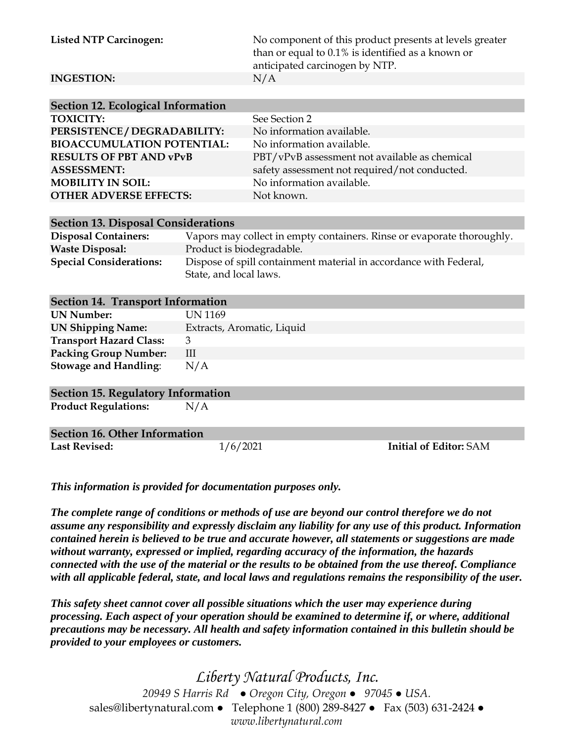| | |
|---|---|
| **Listed NTP Carcinogen:** | No component of this product presents at levels greater than or equal to 0.1% is identified as a known or anticipated carcinogen by NTP. |
| **INGESTION:** | N/A |

## Section 12. Ecological Information

| | |
|---|---|
| **TOXICITY:** | See Section 2 |
| **PERSISTENCE / DEGRADABILITY:** | No information available. |
| **BIOACCUMULATION POTENTIAL:** | No information available. |
| **RESULTS OF PBT AND vPvB ASSESSMENT:** | PBT/vPvB assessment not available as chemical safety assessment not required/not conducted. |
| **MOBILITY IN SOIL:** | No information available. |
| **OTHER ADVERSE EFFECTS:** | Not known. |

## Section 13. Disposal Considerations

| | |
|---|---|
| **Disposal Containers:** | Vapors may collect in empty containers. Rinse or evaporate thoroughly. |
| **Waste Disposal:** | Product is biodegradable. |
| **Special Considerations:** | Dispose of spill containment material in accordance with Federal, State, and local laws. |

## Section 14. Transport Information

| | |
|---|---|
| **UN Number:** | UN 1169 |
| **UN Shipping Name:** | Extracts, Aromatic, Liquid |
| **Transport Hazard Class:** | 3 |
| **Packing Group Number:** | III |
| **Stowage and Handling:** | N/A |

## Section 15. Regulatory Information

| | |
|---|---|
| **Product Regulations:** | N/A |

## Section 16. Other Information

| | | |
|---|---|---|
| **Last Revised:** | 1/6/2021 | **Initial of Editor:** SAM |

***This information is provided for documentation purposes only.***

***The complete range of conditions or methods of use are beyond our control therefore we do not assume any responsibility and expressly disclaim any liability for any use of this product. Information contained herein is believed to be true and accurate however, all statements or suggestions are made without warranty, expressed or implied, regarding accuracy of the information, the hazards connected with the use of the material or the results to be obtained from the use thereof. Compliance with all applicable federal, state, and local laws and regulations remains the responsibility of the user.***

***This safety sheet cannot cover all possible situations which the user may experience during processing. Each aspect of your operation should be examined to determine if, or where, additional precautions may be necessary. All health and safety information contained in this bulletin should be provided to your employees or customers.***

*Liberty Natural Products, Inc.*

*20949 S Harris Rd ● Oregon City, Oregon ● 97045 ● USA.*

sales@libertynatural.com ● Telephone 1 (800) 289-8427 ● Fax (503) 631-2424 ●

*www.libertynatural.com*